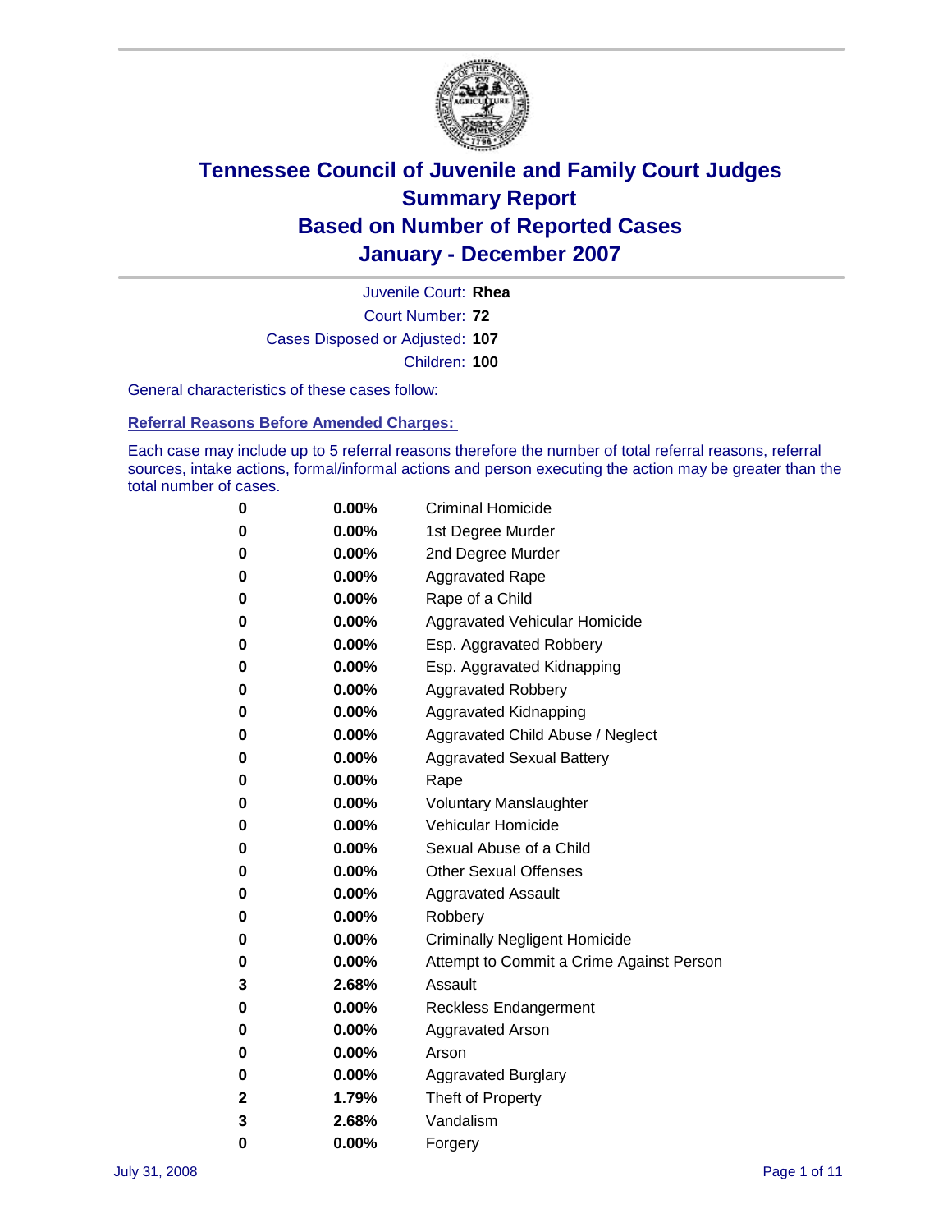# Tennessee Council of Juvenile and Family Court Judges
## Summary Report
## Based on Number of Reported Cases
## January - December 2007

Juvenile Court: **Rhea**
Court Number: **72**
Cases Disposed or Adjusted: **107**
Children: **100**

General characteristics of these cases follow:

### Referral Reasons Before Amended Charges:

Each case may include up to 5 referral reasons therefore the number of total referral reasons, referral sources, intake actions, formal/informal actions and person executing the action may be greater than the total number of cases.

| | | |
|---|---|---|
| 0 | 0.00% | Criminal Homicide |
| 0 | 0.00% | 1st Degree Murder |
| 0 | 0.00% | 2nd Degree Murder |
| 0 | 0.00% | Aggravated Rape |
| 0 | 0.00% | Rape of a Child |
| 0 | 0.00% | Aggravated Vehicular Homicide |
| 0 | 0.00% | Esp. Aggravated Robbery |
| 0 | 0.00% | Esp. Aggravated Kidnapping |
| 0 | 0.00% | Aggravated Robbery |
| 0 | 0.00% | Aggravated Kidnapping |
| 0 | 0.00% | Aggravated Child Abuse / Neglect |
| 0 | 0.00% | Aggravated Sexual Battery |
| 0 | 0.00% | Rape |
| 0 | 0.00% | Voluntary Manslaughter |
| 0 | 0.00% | Vehicular Homicide |
| 0 | 0.00% | Sexual Abuse of a Child |
| 0 | 0.00% | Other Sexual Offenses |
| 0 | 0.00% | Aggravated Assault |
| 0 | 0.00% | Robbery |
| 0 | 0.00% | Criminally Negligent Homicide |
| 0 | 0.00% | Attempt to Commit a Crime Against Person |
| 3 | 2.68% | Assault |
| 0 | 0.00% | Reckless Endangerment |
| 0 | 0.00% | Aggravated Arson |
| 0 | 0.00% | Arson |
| 0 | 0.00% | Aggravated Burglary |
| 2 | 1.79% | Theft of Property |
| 3 | 2.68% | Vandalism |
| 0 | 0.00% | Forgery |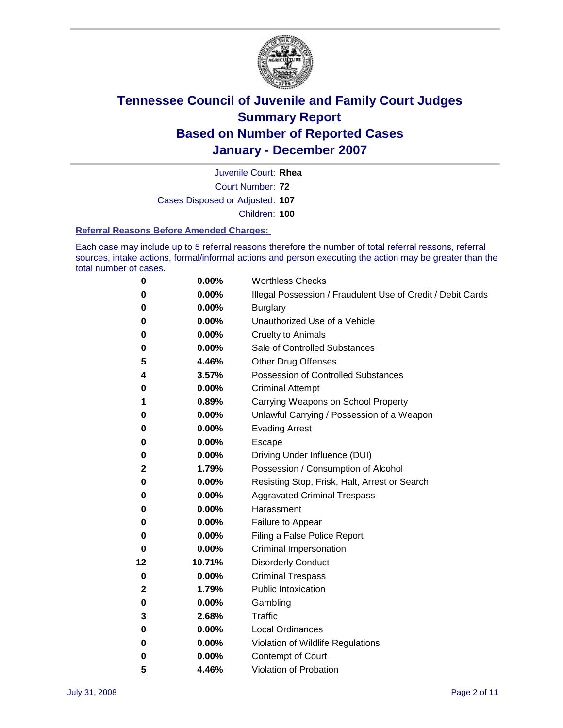# Tennessee Council of Juvenile and Family Court Judges
## Summary Report
## Based on Number of Reported Cases
## January - December 2007

Juvenile Court: **Rhea**

Court Number: **72**

Cases Disposed or Adjusted: **107**

Children: **100**

### Referral Reasons Before Amended Charges:

Each case may include up to 5 referral reasons therefore the number of total referral reasons, referral sources, intake actions, formal/informal actions and person executing the action may be greater than the total number of cases.

| Count | Percent | Referral Reason |
|---|---|---|
| 0 | 0.00% | Worthless Checks |
| 0 | 0.00% | Illegal Possession / Fraudulent Use of Credit / Debit Cards |
| 0 | 0.00% | Burglary |
| 0 | 0.00% | Unauthorized Use of a Vehicle |
| 0 | 0.00% | Cruelty to Animals |
| 0 | 0.00% | Sale of Controlled Substances |
| 5 | 4.46% | Other Drug Offenses |
| 4 | 3.57% | Possession of Controlled Substances |
| 0 | 0.00% | Criminal Attempt |
| 1 | 0.89% | Carrying Weapons on School Property |
| 0 | 0.00% | Unlawful Carrying / Possession of a Weapon |
| 0 | 0.00% | Evading Arrest |
| 0 | 0.00% | Escape |
| 0 | 0.00% | Driving Under Influence (DUI) |
| 2 | 1.79% | Possession / Consumption of Alcohol |
| 0 | 0.00% | Resisting Stop, Frisk, Halt, Arrest or Search |
| 0 | 0.00% | Aggravated Criminal Trespass |
| 0 | 0.00% | Harassment |
| 0 | 0.00% | Failure to Appear |
| 0 | 0.00% | Filing a False Police Report |
| 0 | 0.00% | Criminal Impersonation |
| 12 | 10.71% | Disorderly Conduct |
| 0 | 0.00% | Criminal Trespass |
| 2 | 1.79% | Public Intoxication |
| 0 | 0.00% | Gambling |
| 3 | 2.68% | Traffic |
| 0 | 0.00% | Local Ordinances |
| 0 | 0.00% | Violation of Wildlife Regulations |
| 0 | 0.00% | Contempt of Court |
| 5 | 4.46% | Violation of Probation |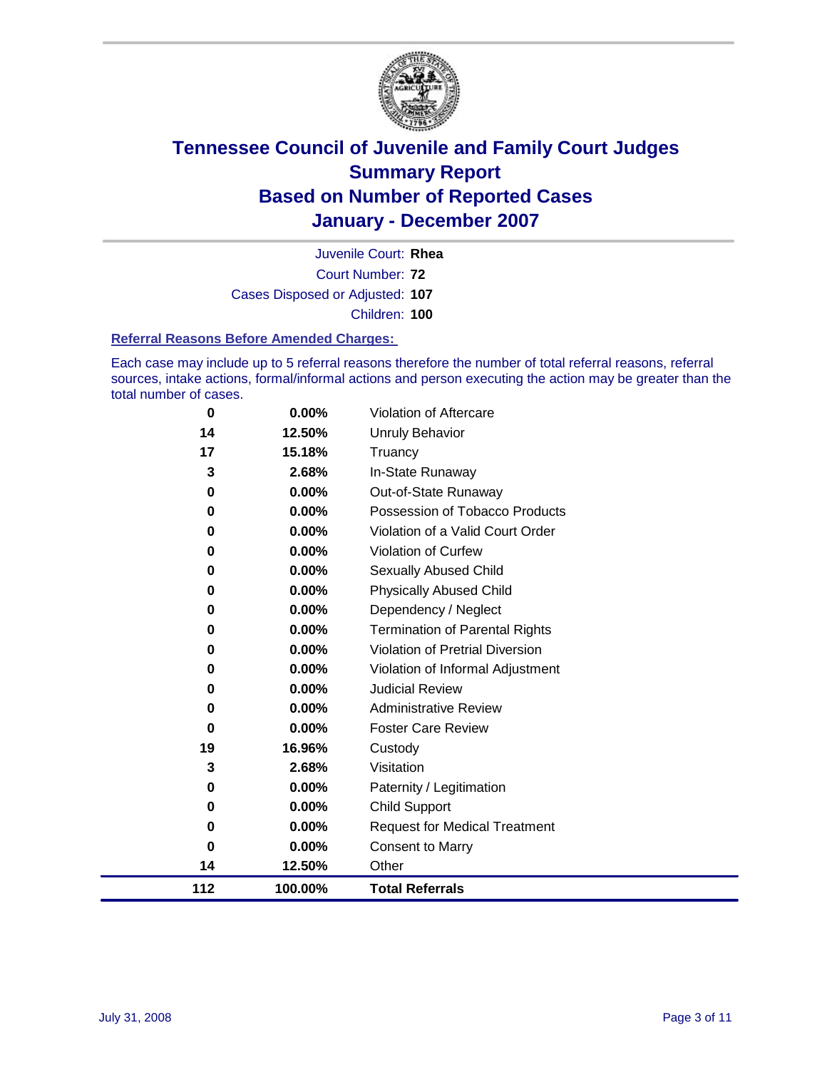# Tennessee Council of Juvenile and Family Court Judges
## Summary Report
## Based on Number of Reported Cases
## January - December 2007

Juvenile Court: **Rhea**

Court Number: **72**

Cases Disposed or Adjusted: **107**

Children: **100**

### Referral Reasons Before Amended Charges:

Each case may include up to 5 referral reasons therefore the number of total referral reasons, referral sources, intake actions, formal/informal actions and person executing the action may be greater than the total number of cases.

| Count | Percent | Referral Reason |
|---|---|---|
| 0 | 0.00% | Violation of Aftercare |
| 14 | 12.50% | Unruly Behavior |
| 17 | 15.18% | Truancy |
| 3 | 2.68% | In-State Runaway |
| 0 | 0.00% | Out-of-State Runaway |
| 0 | 0.00% | Possession of Tobacco Products |
| 0 | 0.00% | Violation of a Valid Court Order |
| 0 | 0.00% | Violation of Curfew |
| 0 | 0.00% | Sexually Abused Child |
| 0 | 0.00% | Physically Abused Child |
| 0 | 0.00% | Dependency / Neglect |
| 0 | 0.00% | Termination of Parental Rights |
| 0 | 0.00% | Violation of Pretrial Diversion |
| 0 | 0.00% | Violation of Informal Adjustment |
| 0 | 0.00% | Judicial Review |
| 0 | 0.00% | Administrative Review |
| 0 | 0.00% | Foster Care Review |
| 19 | 16.96% | Custody |
| 3 | 2.68% | Visitation |
| 0 | 0.00% | Paternity / Legitimation |
| 0 | 0.00% | Child Support |
| 0 | 0.00% | Request for Medical Treatment |
| 0 | 0.00% | Consent to Marry |
| 14 | 12.50% | Other |
| **112** | **100.00%** | **Total Referrals** |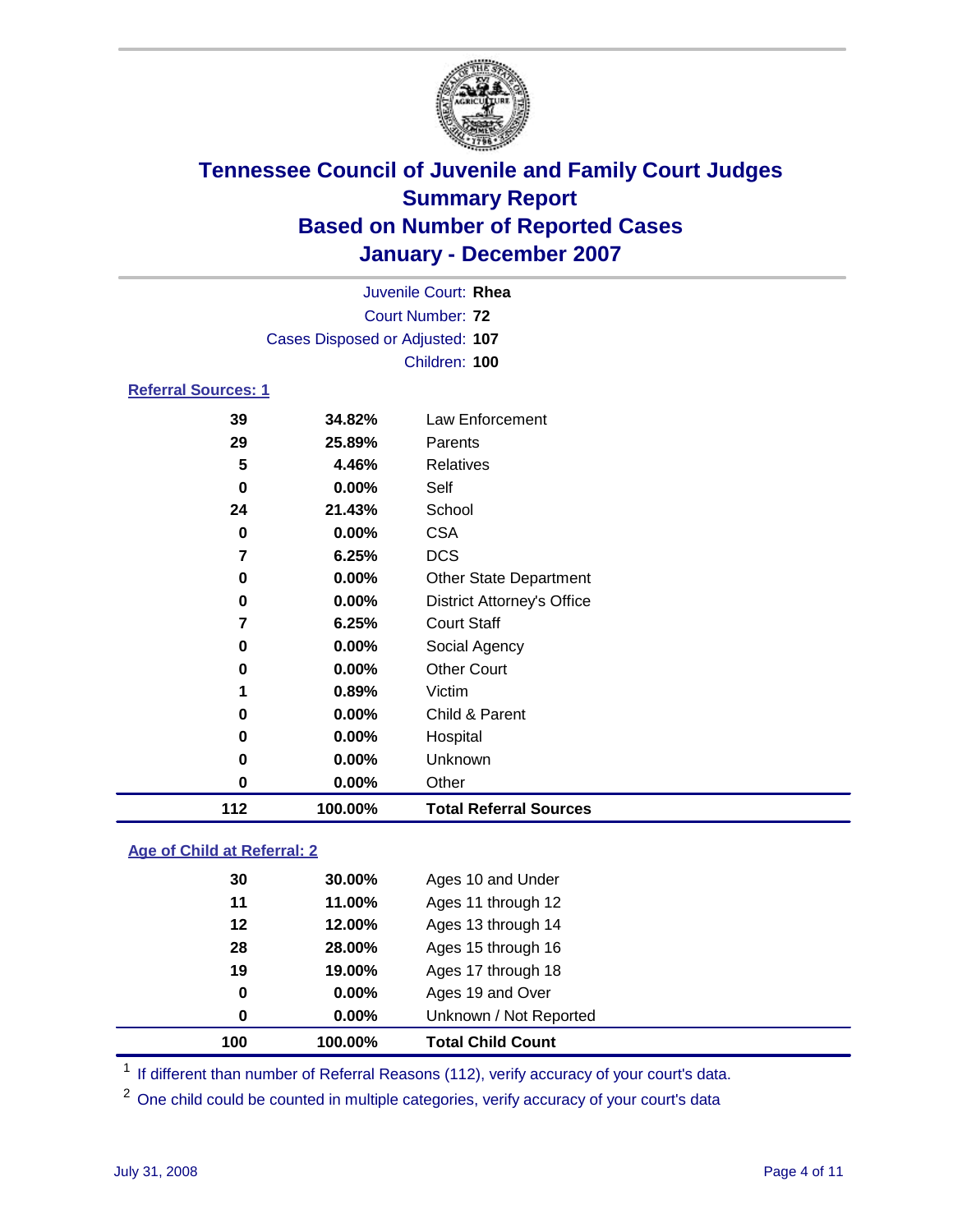# Tennessee Council of Juvenile and Family Court Judges
## Summary Report
## Based on Number of Reported Cases
## January - December 2007

Juvenile Court: **Rhea**
Court Number: **72**
Cases Disposed or Adjusted: **107**
Children: **100**

### Referral Sources: 1

| Count | Percent | Source |
|---|---|---|
| 39 | 34.82% | Law Enforcement |
| 29 | 25.89% | Parents |
| 5 | 4.46% | Relatives |
| 0 | 0.00% | Self |
| 24 | 21.43% | School |
| 0 | 0.00% | CSA |
| 7 | 6.25% | DCS |
| 0 | 0.00% | Other State Department |
| 0 | 0.00% | District Attorney's Office |
| 7 | 6.25% | Court Staff |
| 0 | 0.00% | Social Agency |
| 0 | 0.00% | Other Court |
| 1 | 0.89% | Victim |
| 0 | 0.00% | Child & Parent |
| 0 | 0.00% | Hospital |
| 0 | 0.00% | Unknown |
| 0 | 0.00% | Other |
| **112** | **100.00%** | **Total Referral Sources** |

### Age of Child at Referral: 2

| Count | Percent | Age |
|---|---|---|
| 30 | 30.00% | Ages 10 and Under |
| 11 | 11.00% | Ages 11 through 12 |
| 12 | 12.00% | Ages 13 through 14 |
| 28 | 28.00% | Ages 15 through 16 |
| 19 | 19.00% | Ages 17 through 18 |
| 0 | 0.00% | Ages 19 and Over |
| 0 | 0.00% | Unknown / Not Reported |
| **100** | **100.00%** | **Total Child Count** |

[1] If different than number of Referral Reasons (112), verify accuracy of your court's data.

[2] One child could be counted in multiple categories, verify accuracy of your court's data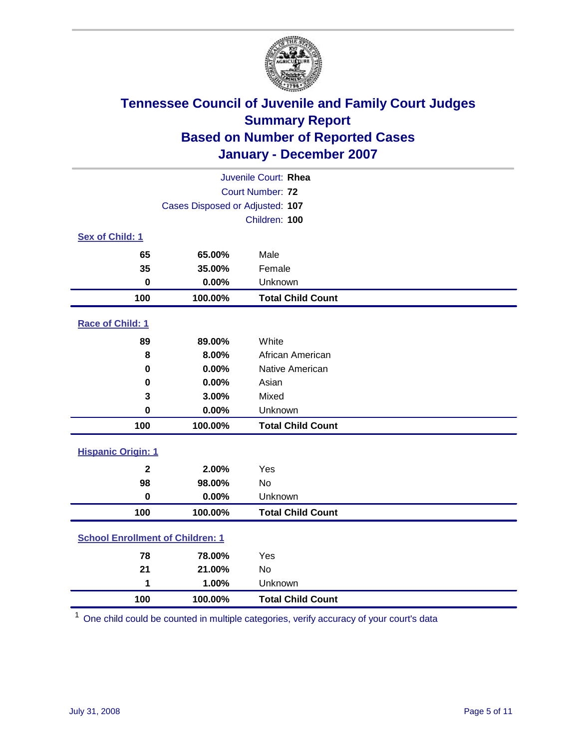# Tennessee Council of Juvenile and Family Court Judges
## Summary Report
## Based on Number of Reported Cases
## January - December 2007

Juvenile Court: **Rhea**
Court Number: **72**
Cases Disposed or Adjusted: **107**
Children: **100**

### Sex of Child: 1

| Count | Percent | Category |
|---|---|---|
| 65 | 65.00% | Male |
| 35 | 35.00% | Female |
| 0 | 0.00% | Unknown |
| **100** | **100.00%** | **Total Child Count** |

### Race of Child: 1

| Count | Percent | Category |
|---|---|---|
| 89 | 89.00% | White |
| 8 | 8.00% | African American |
| 0 | 0.00% | Native American |
| 0 | 0.00% | Asian |
| 3 | 3.00% | Mixed |
| 0 | 0.00% | Unknown |
| **100** | **100.00%** | **Total Child Count** |

### Hispanic Origin: 1

| Count | Percent | Category |
|---|---|---|
| 2 | 2.00% | Yes |
| 98 | 98.00% | No |
| 0 | 0.00% | Unknown |
| **100** | **100.00%** | **Total Child Count** |

### School Enrollment of Children: 1

| Count | Percent | Category |
|---|---|---|
| 78 | 78.00% | Yes |
| 21 | 21.00% | No |
| 1 | 1.00% | Unknown |
| **100** | **100.00%** | **Total Child Count** |

[1] One child could be counted in multiple categories, verify accuracy of your court's data

July 31, 2008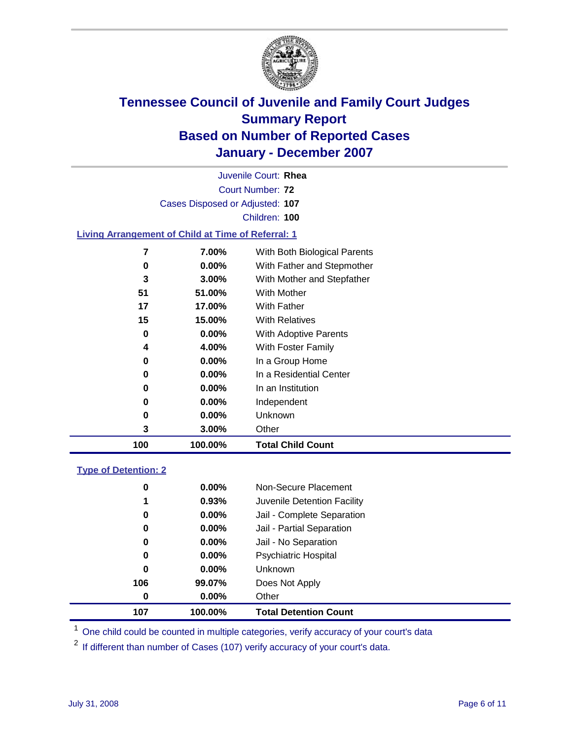# Tennessee Council of Juvenile and Family Court Judges
## Summary Report
## Based on Number of Reported Cases
## January - December 2007

Juvenile Court: **Rhea**

Court Number: **72**

Cases Disposed or Adjusted: **107**

Children: **100**

### Living Arrangement of Child at Time of Referral: 1

| Count | Percent | Category |
|---|---|---|
| 7 | 7.00% | With Both Biological Parents |
| 0 | 0.00% | With Father and Stepmother |
| 3 | 3.00% | With Mother and Stepfather |
| 51 | 51.00% | With Mother |
| 17 | 17.00% | With Father |
| 15 | 15.00% | With Relatives |
| 0 | 0.00% | With Adoptive Parents |
| 4 | 4.00% | With Foster Family |
| 0 | 0.00% | In a Group Home |
| 0 | 0.00% | In a Residential Center |
| 0 | 0.00% | In an Institution |
| 0 | 0.00% | Independent |
| 0 | 0.00% | Unknown |
| 3 | 3.00% | Other |
| **100** | **100.00%** | **Total Child Count** |

### Type of Detention: 2

| Count | Percent | Category |
|---|---|---|
| 0 | 0.00% | Non-Secure Placement |
| 1 | 0.93% | Juvenile Detention Facility |
| 0 | 0.00% | Jail - Complete Separation |
| 0 | 0.00% | Jail - Partial Separation |
| 0 | 0.00% | Jail - No Separation |
| 0 | 0.00% | Psychiatric Hospital |
| 0 | 0.00% | Unknown |
| 106 | 99.07% | Does Not Apply |
| 0 | 0.00% | Other |
| **107** | **100.00%** | **Total Detention Count** |

[1] One child could be counted in multiple categories, verify accuracy of your court's data

[2] If different than number of Cases (107) verify accuracy of your court's data.

July 31, 2008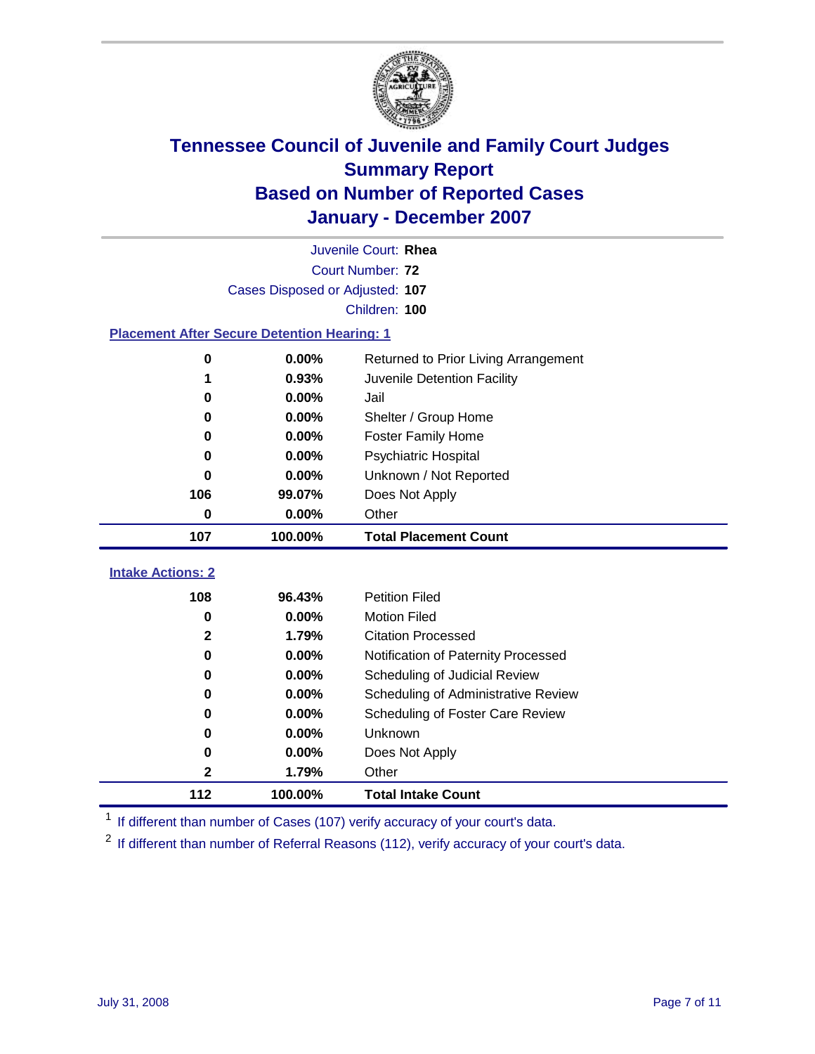# Tennessee Council of Juvenile and Family Court Judges
## Summary Report
## Based on Number of Reported Cases
## January - December 2007

Juvenile Court: **Rhea**
Court Number: **72**
Cases Disposed or Adjusted: **107**
Children: **100**

### Placement After Secure Detention Hearing: 1

| | | |
|---|---|---|
| 0 | 0.00% | Returned to Prior Living Arrangement |
| 1 | 0.93% | Juvenile Detention Facility |
| 0 | 0.00% | Jail |
| 0 | 0.00% | Shelter / Group Home |
| 0 | 0.00% | Foster Family Home |
| 0 | 0.00% | Psychiatric Hospital |
| 0 | 0.00% | Unknown / Not Reported |
| 106 | 99.07% | Does Not Apply |
| 0 | 0.00% | Other |
| **107** | **100.00%** | **Total Placement Count** |

### Intake Actions: 2

| | | |
|---|---|---|
| 108 | 96.43% | Petition Filed |
| 0 | 0.00% | Motion Filed |
| 2 | 1.79% | Citation Processed |
| 0 | 0.00% | Notification of Paternity Processed |
| 0 | 0.00% | Scheduling of Judicial Review |
| 0 | 0.00% | Scheduling of Administrative Review |
| 0 | 0.00% | Scheduling of Foster Care Review |
| 0 | 0.00% | Unknown |
| 0 | 0.00% | Does Not Apply |
| 2 | 1.79% | Other |
| **112** | **100.00%** | **Total Intake Count** |

[1] If different than number of Cases (107) verify accuracy of your court's data.

[2] If different than number of Referral Reasons (112), verify accuracy of your court's data.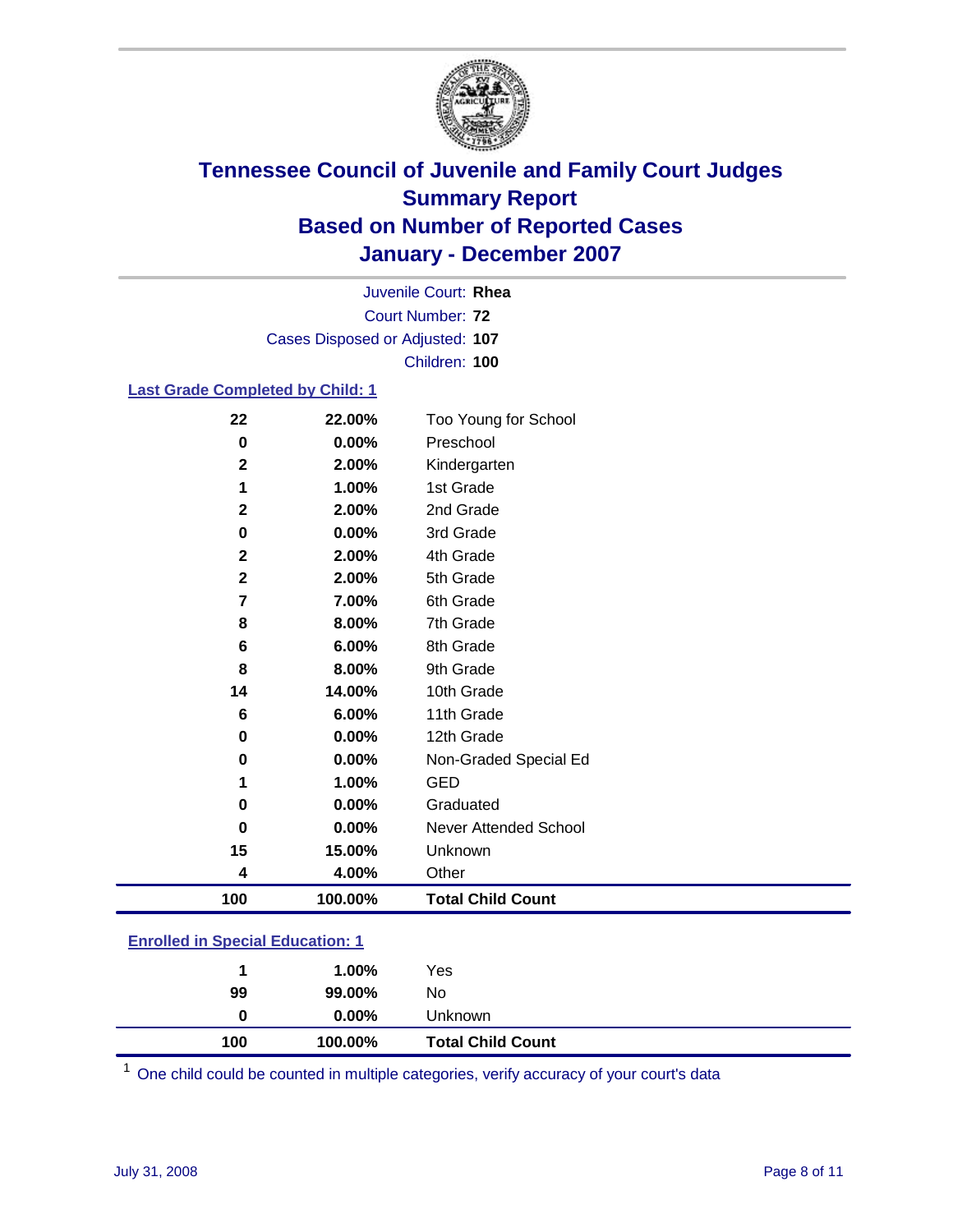# Tennessee Council of Juvenile and Family Court Judges
# Summary Report
# Based on Number of Reported Cases
# January - December 2007

Juvenile Court: **Rhea**
Court Number: **72**
Cases Disposed or Adjusted: **107**
Children: **100**

## Last Grade Completed by Child: 1

| | | |
|---|---|---|
| 22 | 22.00% | Too Young for School |
| 0 | 0.00% | Preschool |
| 2 | 2.00% | Kindergarten |
| 1 | 1.00% | 1st Grade |
| 2 | 2.00% | 2nd Grade |
| 0 | 0.00% | 3rd Grade |
| 2 | 2.00% | 4th Grade |
| 2 | 2.00% | 5th Grade |
| 7 | 7.00% | 6th Grade |
| 8 | 8.00% | 7th Grade |
| 6 | 6.00% | 8th Grade |
| 8 | 8.00% | 9th Grade |
| 14 | 14.00% | 10th Grade |
| 6 | 6.00% | 11th Grade |
| 0 | 0.00% | 12th Grade |
| 0 | 0.00% | Non-Graded Special Ed |
| 1 | 1.00% | GED |
| 0 | 0.00% | Graduated |
| 0 | 0.00% | Never Attended School |
| 15 | 15.00% | Unknown |
| 4 | 4.00% | Other |
| **100** | **100.00%** | **Total Child Count** |

## Enrolled in Special Education: 1

| | | |
|---|---|---|
| 1 | 1.00% | Yes |
| 99 | 99.00% | No |
| 0 | 0.00% | Unknown |
| **100** | **100.00%** | **Total Child Count** |

[1] One child could be counted in multiple categories, verify accuracy of your court's data

July 31, 2008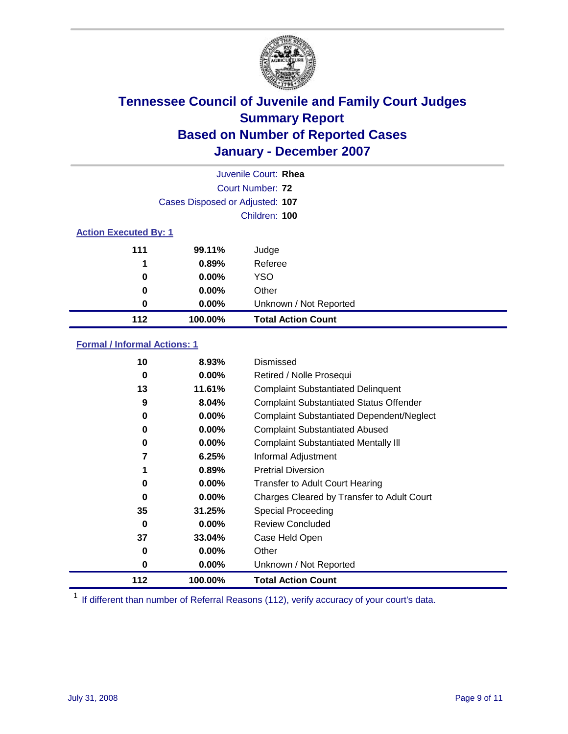# Tennessee Council of Juvenile and Family Court Judges
## Summary Report
## Based on Number of Reported Cases
## January - December 2007

Juvenile Court: **Rhea**
Court Number: **72**
Cases Disposed or Adjusted: **107**
Children: **100**

### Action Executed By: 1

| | | |
|---|---|---|
| 111 | 99.11% | Judge |
| 1 | 0.89% | Referee |
| 0 | 0.00% | YSO |
| 0 | 0.00% | Other |
| 0 | 0.00% | Unknown / Not Reported |
| **112** | **100.00%** | **Total Action Count** |

### Formal / Informal Actions: 1

| | | |
|---|---|---|
| 10 | 8.93% | Dismissed |
| 0 | 0.00% | Retired / Nolle Prosequi |
| 13 | 11.61% | Complaint Substantiated Delinquent |
| 9 | 8.04% | Complaint Substantiated Status Offender |
| 0 | 0.00% | Complaint Substantiated Dependent/Neglect |
| 0 | 0.00% | Complaint Substantiated Abused |
| 0 | 0.00% | Complaint Substantiated Mentally Ill |
| 7 | 6.25% | Informal Adjustment |
| 1 | 0.89% | Pretrial Diversion |
| 0 | 0.00% | Transfer to Adult Court Hearing |
| 0 | 0.00% | Charges Cleared by Transfer to Adult Court |
| 35 | 31.25% | Special Proceeding |
| 0 | 0.00% | Review Concluded |
| 37 | 33.04% | Case Held Open |
| 0 | 0.00% | Other |
| 0 | 0.00% | Unknown / Not Reported |
| **112** | **100.00%** | **Total Action Count** |

[1] If different than number of Referral Reasons (112), verify accuracy of your court's data.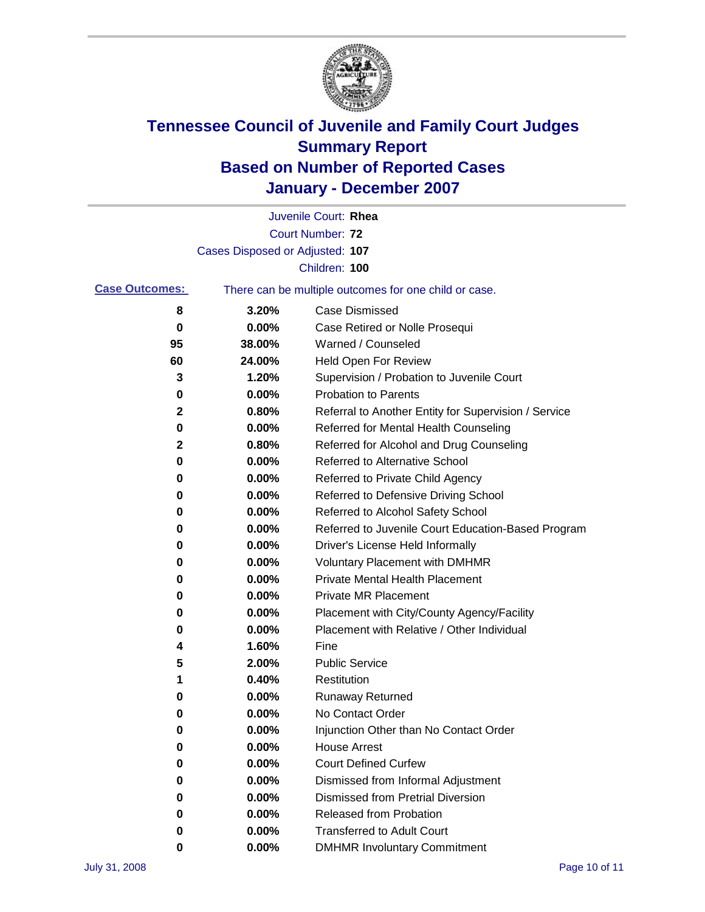# Tennessee Council of Juvenile and Family Court Judges
## Summary Report
## Based on Number of Reported Cases
## January - December 2007

Juvenile Court: **Rhea**
Court Number: **72**
Cases Disposed or Adjusted: **107**
Children: **100**

**Case Outcomes:** There can be multiple outcomes for one child or case.

| Count | Percent | Outcome |
|---|---|---|
| 8 | 3.20% | Case Dismissed |
| 0 | 0.00% | Case Retired or Nolle Prosequi |
| 95 | 38.00% | Warned / Counseled |
| 60 | 24.00% | Held Open For Review |
| 3 | 1.20% | Supervision / Probation to Juvenile Court |
| 0 | 0.00% | Probation to Parents |
| 2 | 0.80% | Referral to Another Entity for Supervision / Service |
| 0 | 0.00% | Referred for Mental Health Counseling |
| 2 | 0.80% | Referred for Alcohol and Drug Counseling |
| 0 | 0.00% | Referred to Alternative School |
| 0 | 0.00% | Referred to Private Child Agency |
| 0 | 0.00% | Referred to Defensive Driving School |
| 0 | 0.00% | Referred to Alcohol Safety School |
| 0 | 0.00% | Referred to Juvenile Court Education-Based Program |
| 0 | 0.00% | Driver's License Held Informally |
| 0 | 0.00% | Voluntary Placement with DMHMR |
| 0 | 0.00% | Private Mental Health Placement |
| 0 | 0.00% | Private MR Placement |
| 0 | 0.00% | Placement with City/County Agency/Facility |
| 0 | 0.00% | Placement with Relative / Other Individual |
| 4 | 1.60% | Fine |
| 5 | 2.00% | Public Service |
| 1 | 0.40% | Restitution |
| 0 | 0.00% | Runaway Returned |
| 0 | 0.00% | No Contact Order |
| 0 | 0.00% | Injunction Other than No Contact Order |
| 0 | 0.00% | House Arrest |
| 0 | 0.00% | Court Defined Curfew |
| 0 | 0.00% | Dismissed from Informal Adjustment |
| 0 | 0.00% | Dismissed from Pretrial Diversion |
| 0 | 0.00% | Released from Probation |
| 0 | 0.00% | Transferred to Adult Court |
| 0 | 0.00% | DMHMR Involuntary Commitment |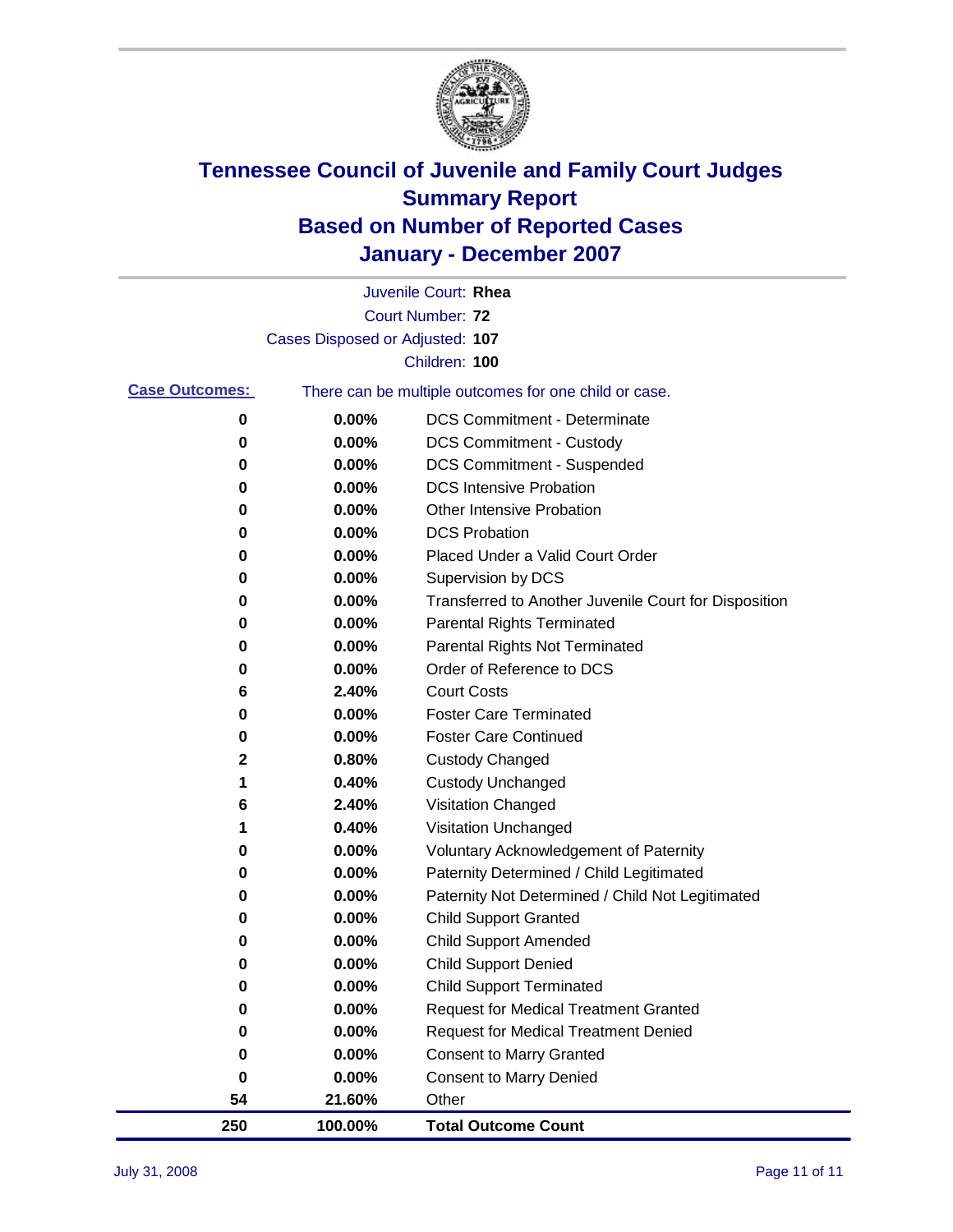# Tennessee Council of Juvenile and Family Court Judges
## Summary Report
## Based on Number of Reported Cases
## January - December 2007

Juvenile Court: **Rhea**
Court Number: **72**
Cases Disposed or Adjusted: **107**
Children: **100**

**Case Outcomes:** There can be multiple outcomes for one child or case.

| | | |
|---|---|---|
| 0 | 0.00% | DCS Commitment - Determinate |
| 0 | 0.00% | DCS Commitment - Custody |
| 0 | 0.00% | DCS Commitment - Suspended |
| 0 | 0.00% | DCS Intensive Probation |
| 0 | 0.00% | Other Intensive Probation |
| 0 | 0.00% | DCS Probation |
| 0 | 0.00% | Placed Under a Valid Court Order |
| 0 | 0.00% | Supervision by DCS |
| 0 | 0.00% | Transferred to Another Juvenile Court for Disposition |
| 0 | 0.00% | Parental Rights Terminated |
| 0 | 0.00% | Parental Rights Not Terminated |
| 0 | 0.00% | Order of Reference to DCS |
| 6 | 2.40% | Court Costs |
| 0 | 0.00% | Foster Care Terminated |
| 0 | 0.00% | Foster Care Continued |
| 2 | 0.80% | Custody Changed |
| 1 | 0.40% | Custody Unchanged |
| 6 | 2.40% | Visitation Changed |
| 1 | 0.40% | Visitation Unchanged |
| 0 | 0.00% | Voluntary Acknowledgement of Paternity |
| 0 | 0.00% | Paternity Determined / Child Legitimated |
| 0 | 0.00% | Paternity Not Determined / Child Not Legitimated |
| 0 | 0.00% | Child Support Granted |
| 0 | 0.00% | Child Support Amended |
| 0 | 0.00% | Child Support Denied |
| 0 | 0.00% | Child Support Terminated |
| 0 | 0.00% | Request for Medical Treatment Granted |
| 0 | 0.00% | Request for Medical Treatment Denied |
| 0 | 0.00% | Consent to Marry Granted |
| 0 | 0.00% | Consent to Marry Denied |
| 54 | 21.60% | Other |
| **250** | **100.00%** | **Total Outcome Count** |

July 31, 2008